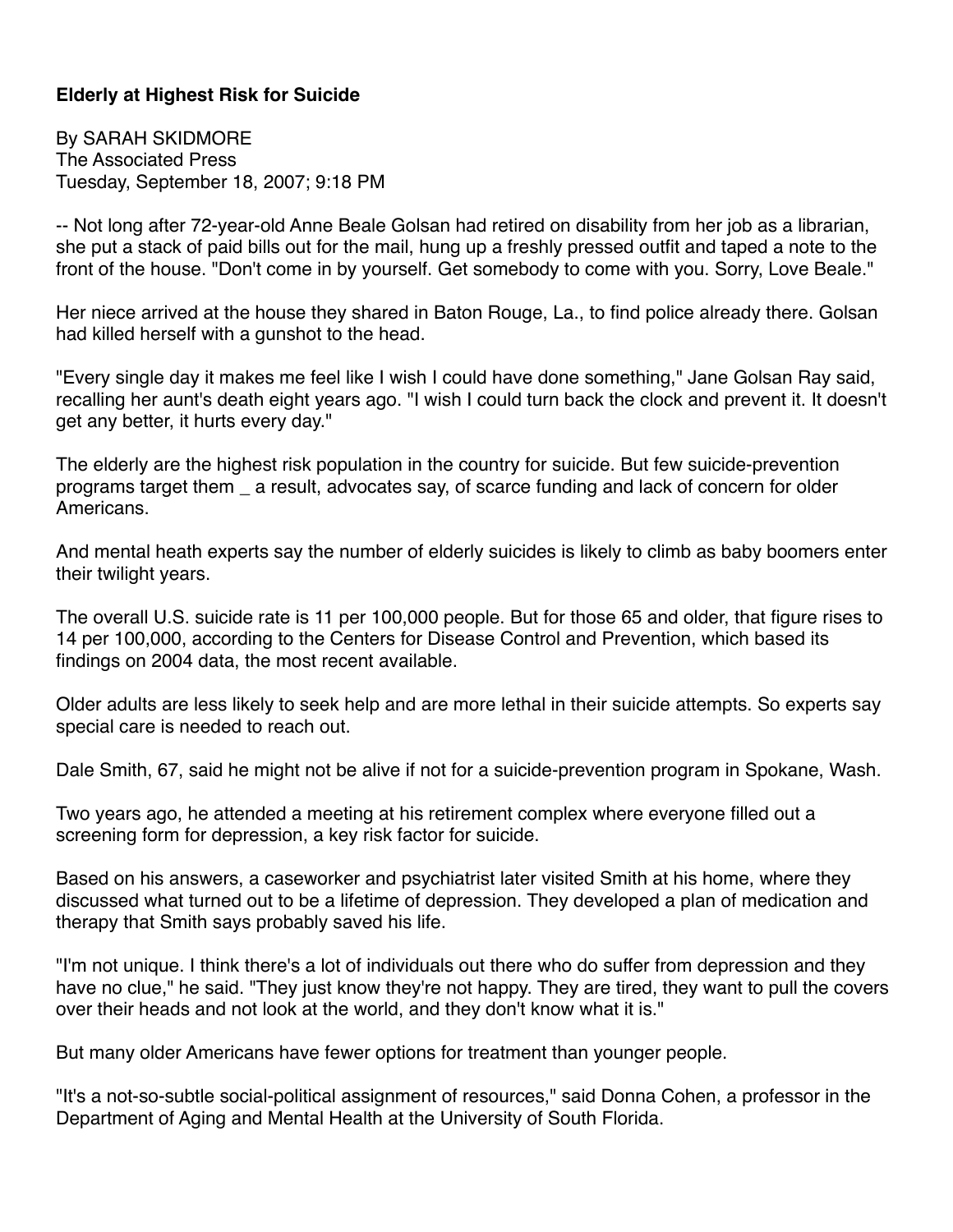**Elderly at Highest Risk for Suicide**

By SARAH SKIDMORE
The Associated Press
Tuesday, September 18, 2007; 9:18 PM

-- Not long after 72-year-old Anne Beale Golsan had retired on disability from her job as a librarian, she put a stack of paid bills out for the mail, hung up a freshly pressed outfit and taped a note to the front of the house. "Don't come in by yourself. Get somebody to come with you. Sorry, Love Beale."

Her niece arrived at the house they shared in Baton Rouge, La., to find police already there. Golsan had killed herself with a gunshot to the head.

"Every single day it makes me feel like I wish I could have done something," Jane Golsan Ray said, recalling her aunt's death eight years ago. "I wish I could turn back the clock and prevent it. It doesn't get any better, it hurts every day."

The elderly are the highest risk population in the country for suicide. But few suicide-prevention programs target them _ a result, advocates say, of scarce funding and lack of concern for older Americans.

And mental heath experts say the number of elderly suicides is likely to climb as baby boomers enter their twilight years.

The overall U.S. suicide rate is 11 per 100,000 people. But for those 65 and older, that figure rises to 14 per 100,000, according to the Centers for Disease Control and Prevention, which based its findings on 2004 data, the most recent available.

Older adults are less likely to seek help and are more lethal in their suicide attempts. So experts say special care is needed to reach out.

Dale Smith, 67, said he might not be alive if not for a suicide-prevention program in Spokane, Wash.

Two years ago, he attended a meeting at his retirement complex where everyone filled out a screening form for depression, a key risk factor for suicide.

Based on his answers, a caseworker and psychiatrist later visited Smith at his home, where they discussed what turned out to be a lifetime of depression. They developed a plan of medication and therapy that Smith says probably saved his life.

"I'm not unique. I think there's a lot of individuals out there who do suffer from depression and they have no clue," he said. "They just know they're not happy. They are tired, they want to pull the covers over their heads and not look at the world, and they don't know what it is."

But many older Americans have fewer options for treatment than younger people.

"It's a not-so-subtle social-political assignment of resources," said Donna Cohen, a professor in the Department of Aging and Mental Health at the University of South Florida.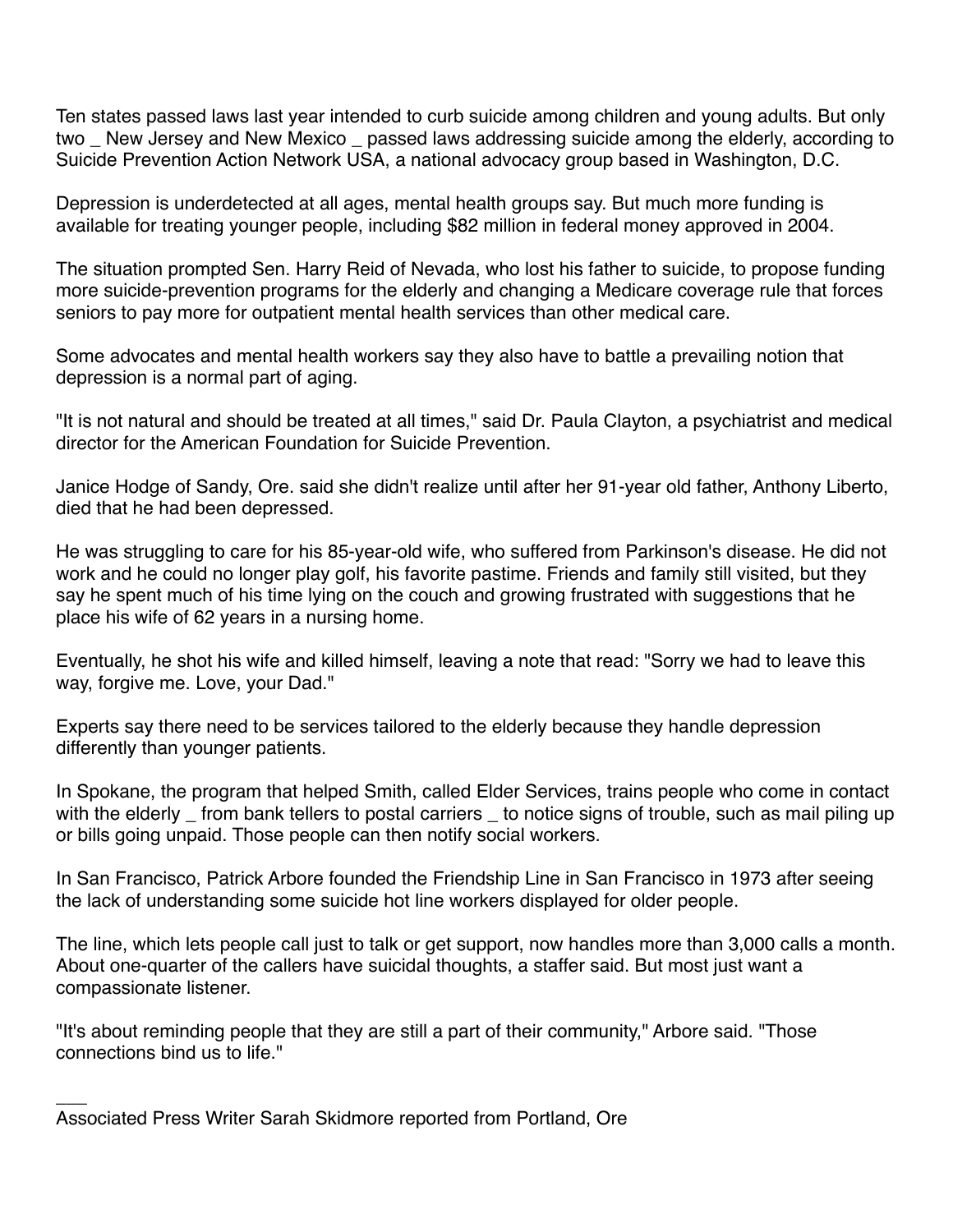Ten states passed laws last year intended to curb suicide among children and young adults. But only two _ New Jersey and New Mexico _ passed laws addressing suicide among the elderly, according to Suicide Prevention Action Network USA, a national advocacy group based in Washington, D.C.

Depression is underdetected at all ages, mental health groups say. But much more funding is available for treating younger people, including $82 million in federal money approved in 2004.

The situation prompted Sen. Harry Reid of Nevada, who lost his father to suicide, to propose funding more suicide-prevention programs for the elderly and changing a Medicare coverage rule that forces seniors to pay more for outpatient mental health services than other medical care.

Some advocates and mental health workers say they also have to battle a prevailing notion that depression is a normal part of aging.

"It is not natural and should be treated at all times," said Dr. Paula Clayton, a psychiatrist and medical director for the American Foundation for Suicide Prevention.

Janice Hodge of Sandy, Ore. said she didn't realize until after her 91-year old father, Anthony Liberto, died that he had been depressed.

He was struggling to care for his 85-year-old wife, who suffered from Parkinson's disease. He did not work and he could no longer play golf, his favorite pastime. Friends and family still visited, but they say he spent much of his time lying on the couch and growing frustrated with suggestions that he place his wife of 62 years in a nursing home.

Eventually, he shot his wife and killed himself, leaving a note that read: "Sorry we had to leave this way, forgive me. Love, your Dad."

Experts say there need to be services tailored to the elderly because they handle depression differently than younger patients.

In Spokane, the program that helped Smith, called Elder Services, trains people who come in contact with the elderly _ from bank tellers to postal carriers _ to notice signs of trouble, such as mail piling up or bills going unpaid. Those people can then notify social workers.

In San Francisco, Patrick Arbore founded the Friendship Line in San Francisco in 1973 after seeing the lack of understanding some suicide hot line workers displayed for older people.

The line, which lets people call just to talk or get support, now handles more than 3,000 calls a month. About one-quarter of the callers have suicidal thoughts, a staffer said. But most just want a compassionate listener.

"It's about reminding people that they are still a part of their community," Arbore said. "Those connections bind us to life."

---

Associated Press Writer Sarah Skidmore reported from Portland, Ore